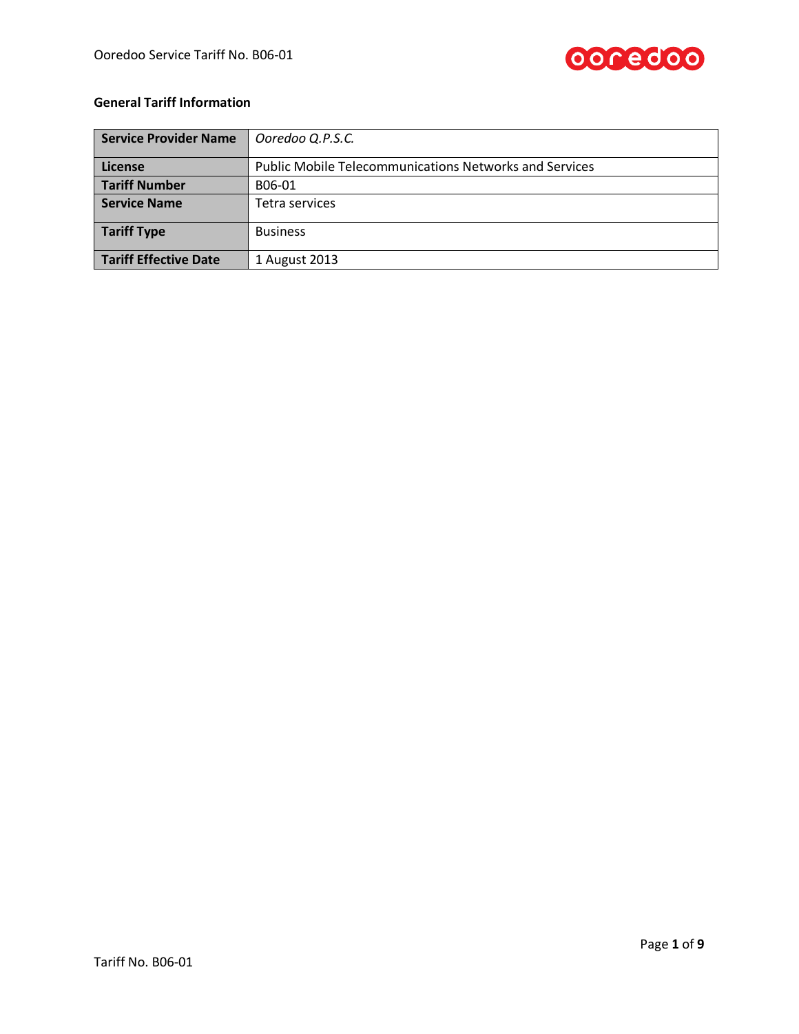**General Tariff Information**

| Service Provider Name | *Ooredoo Q.P.S.C.* |
|---|---|
| License | Public Mobile Telecommunications Networks and Services |
| Tariff Number | B06-01 |
| Service Name | Tetra services |
| Tariff Type | Business |
| Tariff Effective Date | 1 August 2013 |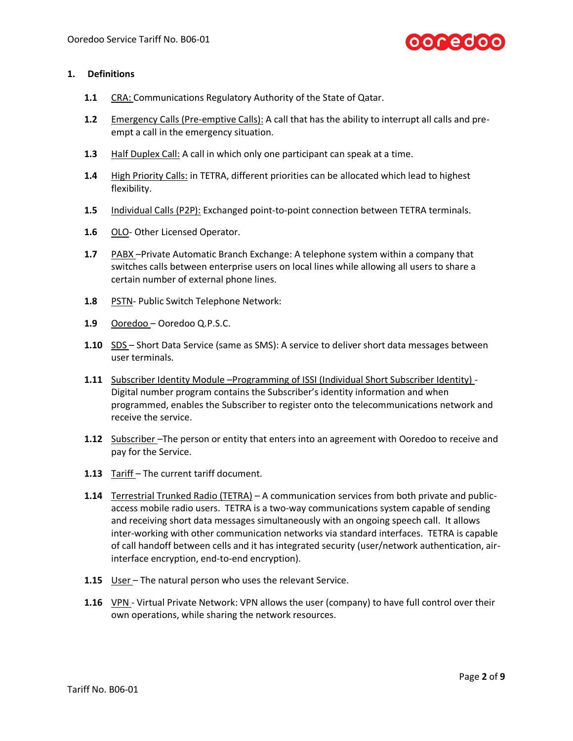## 1. Definitions

**1.1** CRA: Communications Regulatory Authority of the State of Qatar.

**1.2** Emergency Calls (Pre-emptive Calls): A call that has the ability to interrupt all calls and pre-empt a call in the emergency situation.

**1.3** Half Duplex Call: A call in which only one participant can speak at a time.

**1.4** High Priority Calls: in TETRA, different priorities can be allocated which lead to highest flexibility.

**1.5** Individual Calls (P2P): Exchanged point-to-point connection between TETRA terminals.

**1.6** OLO- Other Licensed Operator.

**1.7** PABX –Private Automatic Branch Exchange: A telephone system within a company that switches calls between enterprise users on local lines while allowing all users to share a certain number of external phone lines.

**1.8** PSTN- Public Switch Telephone Network:

**1.9** Ooredoo – Ooredoo Q.P.S.C.

**1.10** SDS – Short Data Service (same as SMS): A service to deliver short data messages between user terminals.

**1.11** Subscriber Identity Module –Programming of ISSI (Individual Short Subscriber Identity) - Digital number program contains the Subscriber's identity information and when programmed, enables the Subscriber to register onto the telecommunications network and receive the service.

**1.12** Subscriber –The person or entity that enters into an agreement with Ooredoo to receive and pay for the Service.

**1.13** Tariff – The current tariff document.

**1.14** Terrestrial Trunked Radio (TETRA) – A communication services from both private and public-access mobile radio users. TETRA is a two-way communications system capable of sending and receiving short data messages simultaneously with an ongoing speech call. It allows inter-working with other communication networks via standard interfaces. TETRA is capable of call handoff between cells and it has integrated security (user/network authentication, air-interface encryption, end-to-end encryption).

**1.15** User – The natural person who uses the relevant Service.

**1.16** VPN - Virtual Private Network: VPN allows the user (company) to have full control over their own operations, while sharing the network resources.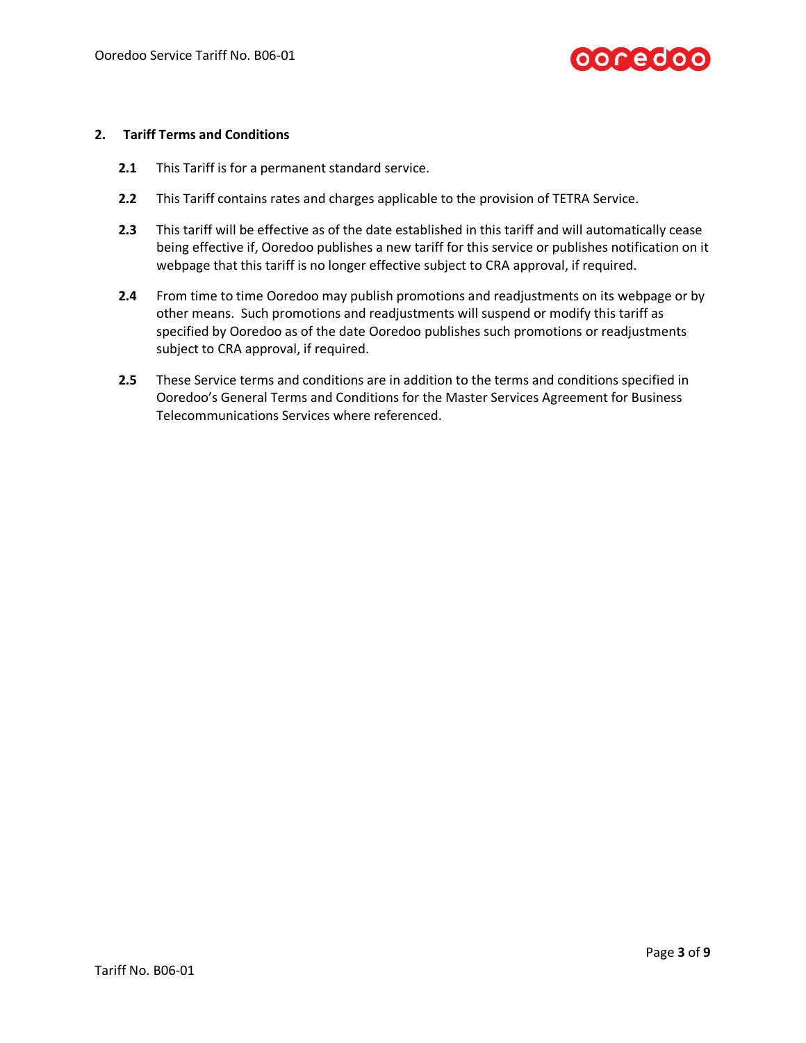## 2. Tariff Terms and Conditions

**2.1** This Tariff is for a permanent standard service.

**2.2** This Tariff contains rates and charges applicable to the provision of TETRA Service.

**2.3** This tariff will be effective as of the date established in this tariff and will automatically cease being effective if, Ooredoo publishes a new tariff for this service or publishes notification on it webpage that this tariff is no longer effective subject to CRA approval, if required.

**2.4** From time to time Ooredoo may publish promotions and readjustments on its webpage or by other means. Such promotions and readjustments will suspend or modify this tariff as specified by Ooredoo as of the date Ooredoo publishes such promotions or readjustments subject to CRA approval, if required.

**2.5** These Service terms and conditions are in addition to the terms and conditions specified in Ooredoo's General Terms and Conditions for the Master Services Agreement for Business Telecommunications Services where referenced.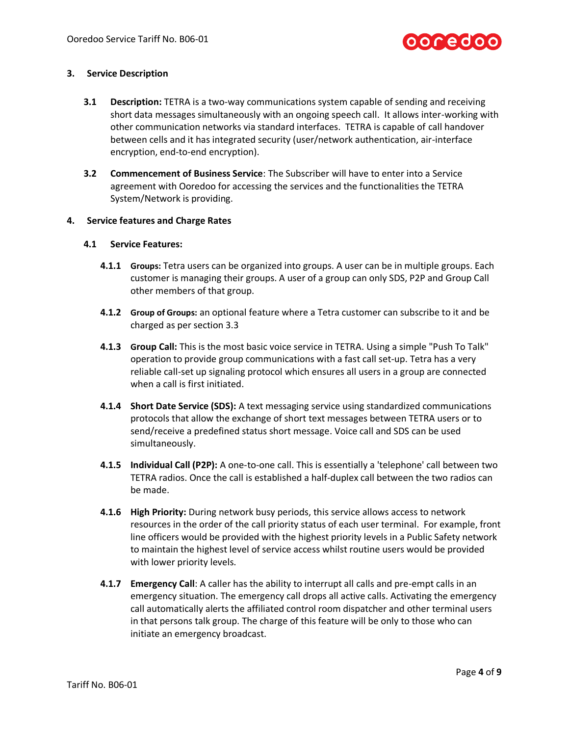## 3. Service Description

**3.1 Description:** TETRA is a two-way communications system capable of sending and receiving short data messages simultaneously with an ongoing speech call. It allows inter-working with other communication networks via standard interfaces. TETRA is capable of call handover between cells and it has integrated security (user/network authentication, air-interface encryption, end-to-end encryption).

**3.2 Commencement of Business Service**: The Subscriber will have to enter into a Service agreement with Ooredoo for accessing the services and the functionalities the TETRA System/Network is providing.

## 4. Service features and Charge Rates

### 4.1 Service Features:

**4.1.1 Groups:** Tetra users can be organized into groups. A user can be in multiple groups. Each customer is managing their groups. A user of a group can only SDS, P2P and Group Call other members of that group.

**4.1.2 Group of Groups:** an optional feature where a Tetra customer can subscribe to it and be charged as per section 3.3

**4.1.3 Group Call:** This is the most basic voice service in TETRA. Using a simple "Push To Talk" operation to provide group communications with a fast call set-up. Tetra has a very reliable call-set up signaling protocol which ensures all users in a group are connected when a call is first initiated.

**4.1.4 Short Date Service (SDS):** A text messaging service using standardized communications protocols that allow the exchange of short text messages between TETRA users or to send/receive a predefined status short message. Voice call and SDS can be used simultaneously.

**4.1.5 Individual Call (P2P):** A one-to-one call. This is essentially a 'telephone' call between two TETRA radios. Once the call is established a half-duplex call between the two radios can be made.

**4.1.6 High Priority:** During network busy periods, this service allows access to network resources in the order of the call priority status of each user terminal. For example, front line officers would be provided with the highest priority levels in a Public Safety network to maintain the highest level of service access whilst routine users would be provided with lower priority levels.

**4.1.7 Emergency Call**: A caller has the ability to interrupt all calls and pre-empt calls in an emergency situation. The emergency call drops all active calls. Activating the emergency call automatically alerts the affiliated control room dispatcher and other terminal users in that persons talk group. The charge of this feature will be only to those who can initiate an emergency broadcast.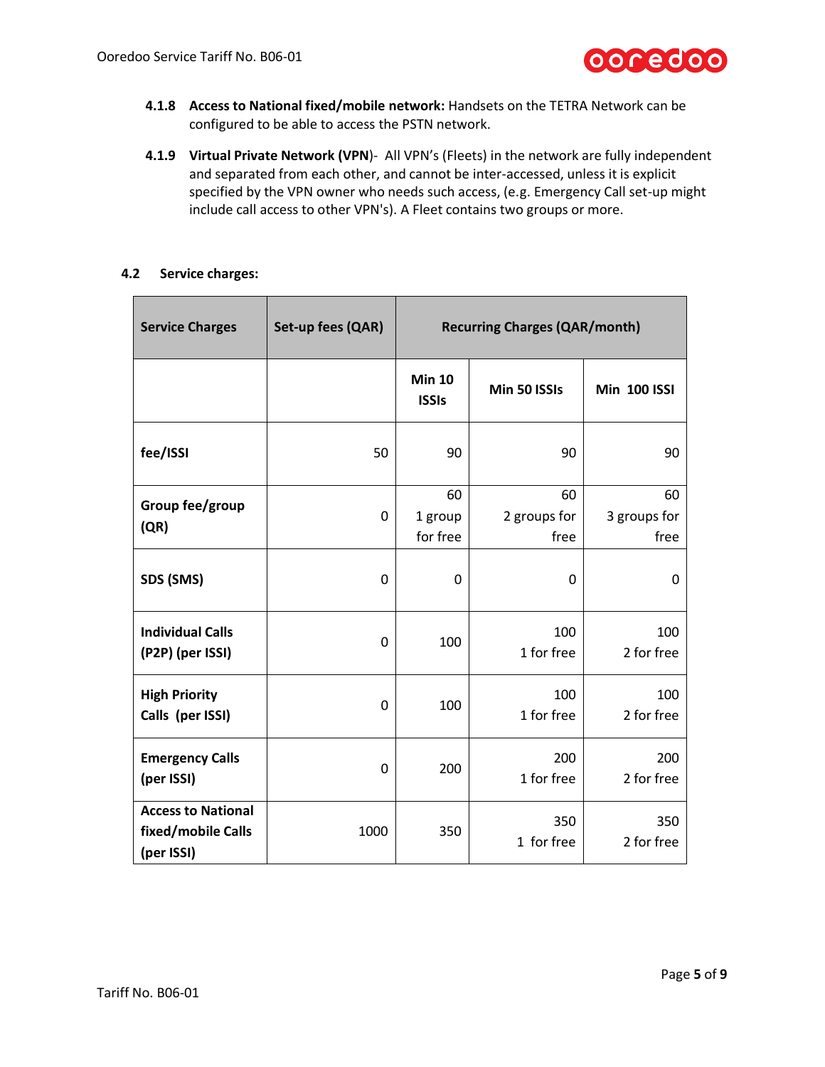**4.1.8 Access to National fixed/mobile network:** Handsets on the TETRA Network can be configured to be able to access the PSTN network.

**4.1.9 Virtual Private Network (VPN)**- All VPN's (Fleets) in the network are fully independent and separated from each other, and cannot be inter-accessed, unless it is explicit specified by the VPN owner who needs such access, (e.g. Emergency Call set-up might include call access to other VPN's). A Fleet contains two groups or more.

## 4.2 Service charges:

| Service Charges | Set-up fees (QAR) | Recurring Charges (QAR/month) | | |
|---|---|---|---|---|
| | | Min 10 ISSIs | Min 50 ISSIs | Min 100 ISSI |
| fee/ISSI | 50 | 90 | 90 | 90 |
| Group fee/group (QR) | 0 | 60<br>1 group for free | 60<br>2 groups for free | 60<br>3 groups for free |
| SDS (SMS) | 0 | 0 | 0 | 0 |
| Individual Calls (P2P) (per ISSI) | 0 | 100 | 100<br>1 for free | 100<br>2 for free |
| High Priority Calls (per ISSI) | 0 | 100 | 100<br>1 for free | 100<br>2 for free |
| Emergency Calls (per ISSI) | 0 | 200 | 200<br>1 for free | 200<br>2 for free |
| Access to National fixed/mobile Calls (per ISSI) | 1000 | 350 | 350<br>1 for free | 350<br>2 for free |

Tariff No. B06-01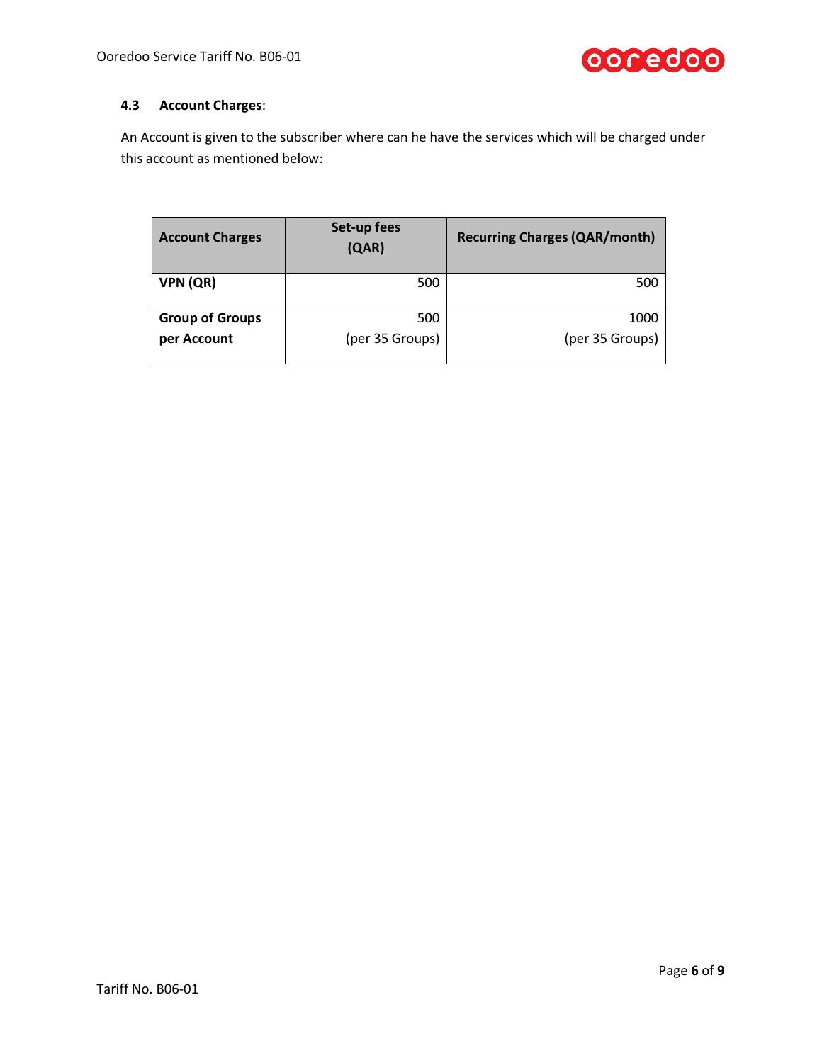### 4.3 Account Charges:

An Account is given to the subscriber where can he have the services which will be charged under this account as mentioned below:

| Account Charges | Set-up fees (QAR) | Recurring Charges (QAR/month) |
|---|---|---|
| **VPN (QR)** | 500 | 500 |
| **Group of Groups per Account** | 500 (per 35 Groups) | 1000 (per 35 Groups) |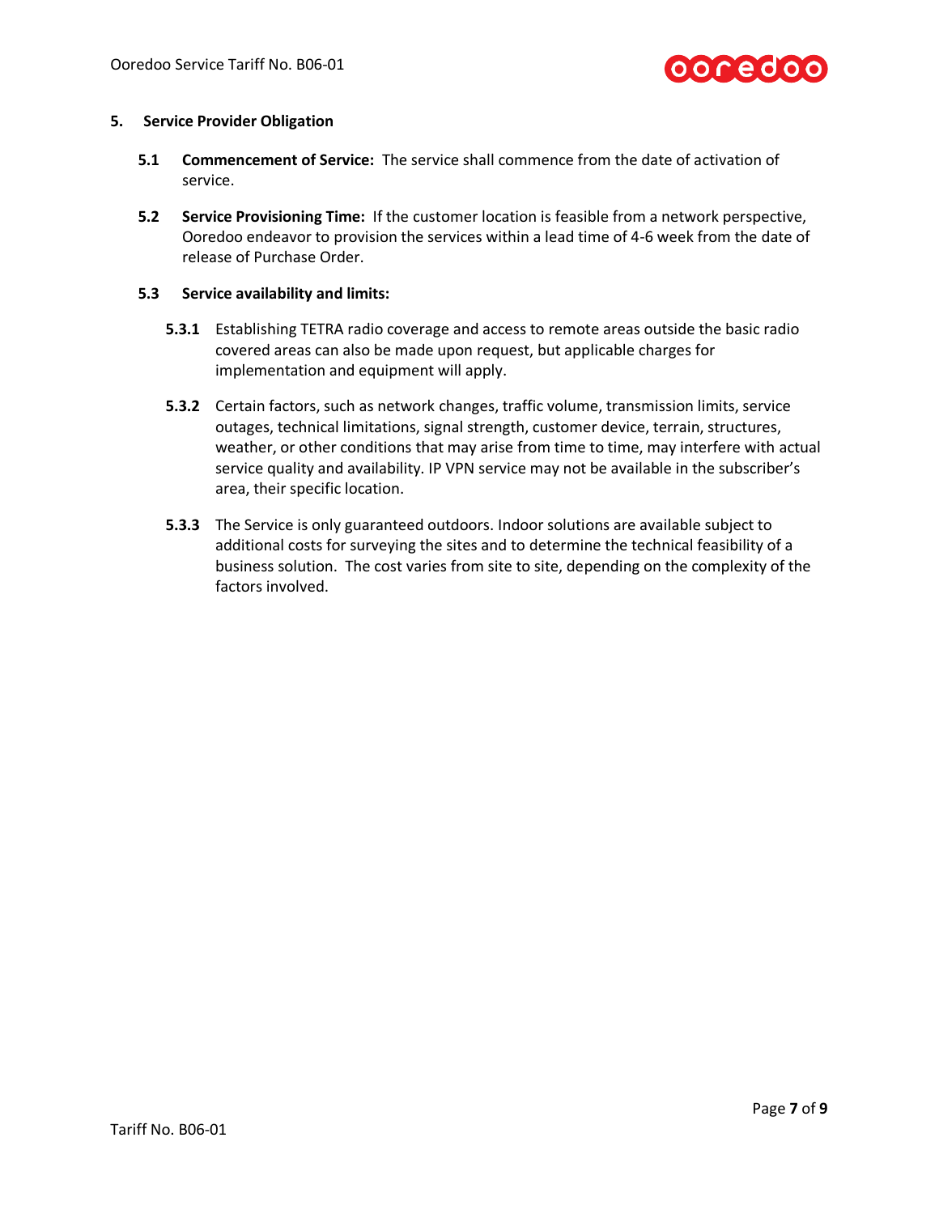## 5. Service Provider Obligation

**5.1 Commencement of Service:** The service shall commence from the date of activation of service.

**5.2 Service Provisioning Time:** If the customer location is feasible from a network perspective, Ooredoo endeavor to provision the services within a lead time of 4-6 week from the date of release of Purchase Order.

**5.3 Service availability and limits:**

**5.3.1** Establishing TETRA radio coverage and access to remote areas outside the basic radio covered areas can also be made upon request, but applicable charges for implementation and equipment will apply.

**5.3.2** Certain factors, such as network changes, traffic volume, transmission limits, service outages, technical limitations, signal strength, customer device, terrain, structures, weather, or other conditions that may arise from time to time, may interfere with actual service quality and availability. IP VPN service may not be available in the subscriber's area, their specific location.

**5.3.3** The Service is only guaranteed outdoors. Indoor solutions are available subject to additional costs for surveying the sites and to determine the technical feasibility of a business solution. The cost varies from site to site, depending on the complexity of the factors involved.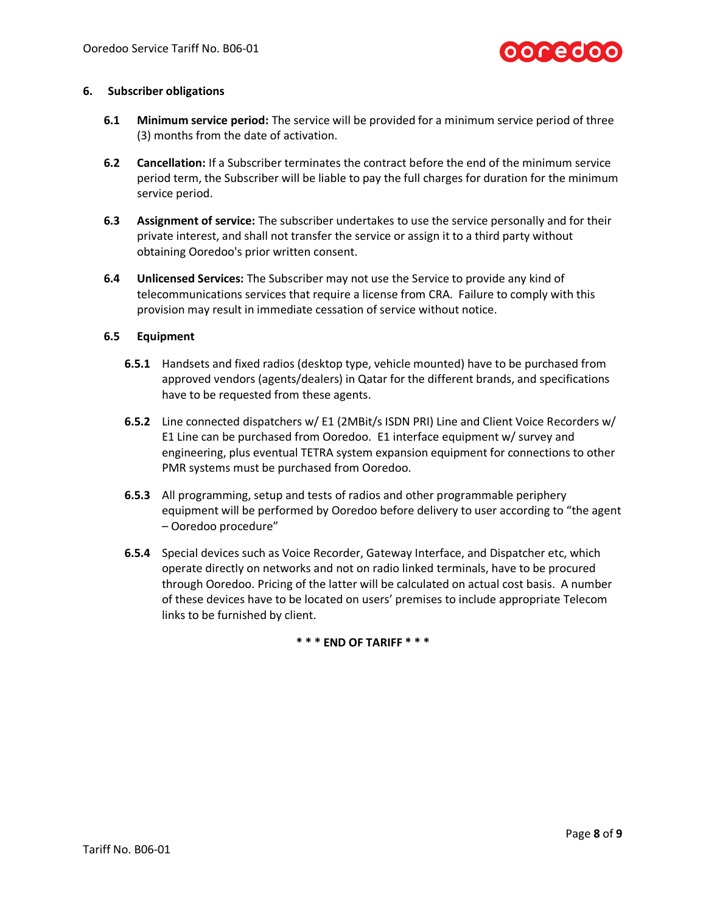## 6. Subscriber obligations

**6.1 Minimum service period:** The service will be provided for a minimum service period of three (3) months from the date of activation.

**6.2 Cancellation:** If a Subscriber terminates the contract before the end of the minimum service period term, the Subscriber will be liable to pay the full charges for duration for the minimum service period.

**6.3 Assignment of service:** The subscriber undertakes to use the service personally and for their private interest, and shall not transfer the service or assign it to a third party without obtaining Ooredoo's prior written consent.

**6.4 Unlicensed Services:** The Subscriber may not use the Service to provide any kind of telecommunications services that require a license from CRA. Failure to comply with this provision may result in immediate cessation of service without notice.

### 6.5 Equipment

**6.5.1** Handsets and fixed radios (desktop type, vehicle mounted) have to be purchased from approved vendors (agents/dealers) in Qatar for the different brands, and specifications have to be requested from these agents.

**6.5.2** Line connected dispatchers w/ E1 (2MBit/s ISDN PRI) Line and Client Voice Recorders w/ E1 Line can be purchased from Ooredoo. E1 interface equipment w/ survey and engineering, plus eventual TETRA system expansion equipment for connections to other PMR systems must be purchased from Ooredoo.

**6.5.3** All programming, setup and tests of radios and other programmable periphery equipment will be performed by Ooredoo before delivery to user according to "the agent – Ooredoo procedure"

**6.5.4** Special devices such as Voice Recorder, Gateway Interface, and Dispatcher etc, which operate directly on networks and not on radio linked terminals, have to be procured through Ooredoo. Pricing of the latter will be calculated on actual cost basis. A number of these devices have to be located on users' premises to include appropriate Telecom links to be furnished by client.

**\* \* \* END OF TARIFF \* \* \***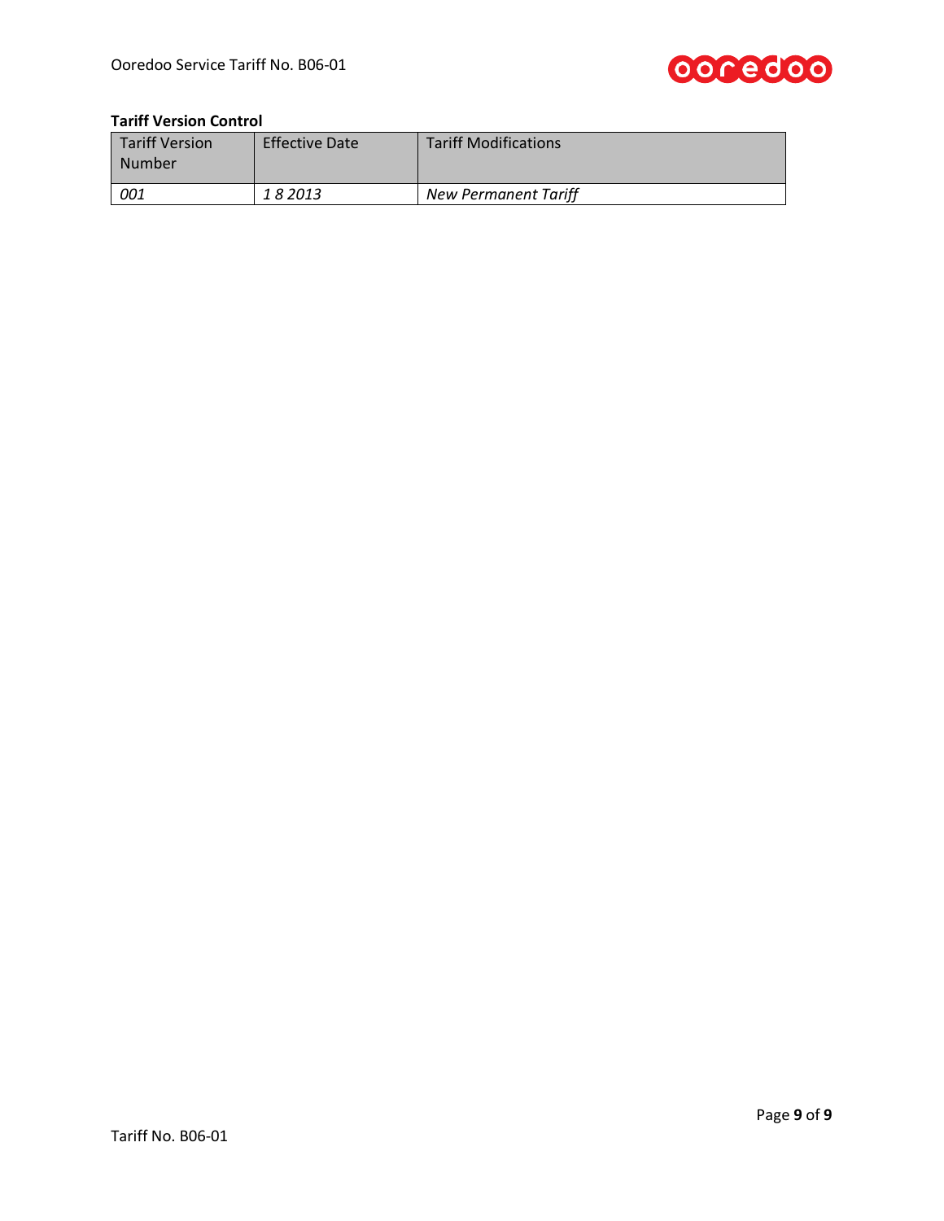**Tariff Version Control**

| Tariff Version Number | Effective Date | Tariff Modifications |
| --- | --- | --- |
| *001* | *1 8 2013* | *New Permanent Tariff* |